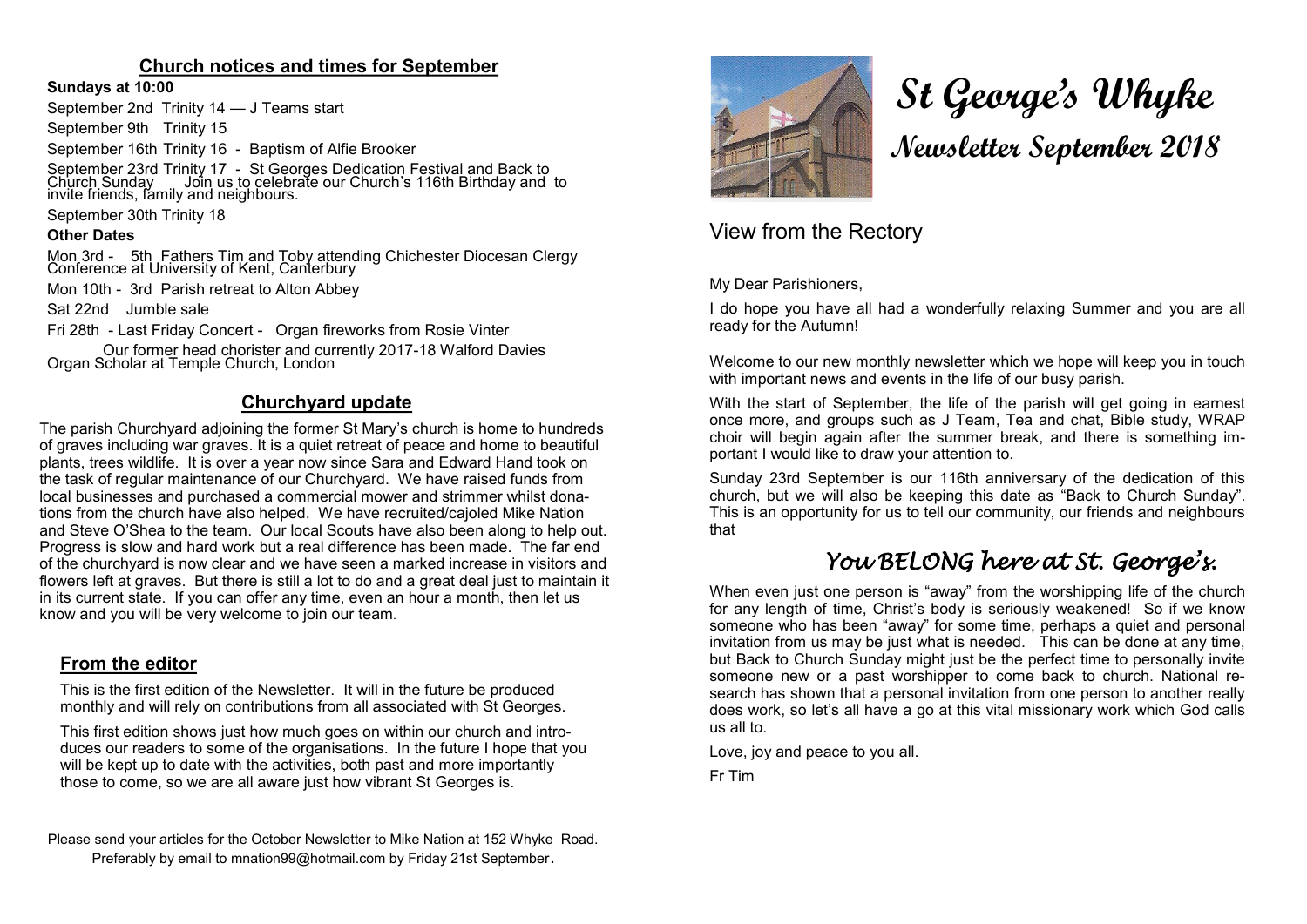# St George's Whyke

## Newsletter September 2018

## View from the Rectory

My Dear Parishioners,

I do hope you have all had a wonderfully relaxing Summer and you are all ready for the Autumn!

Welcome to our new monthly newsletter which we hope will keep you in touch with important news and events in the life of our busy parish.

With the start of September, the life of the parish will get going in earnest once more, and groups such as J Team, Tea and chat, Bible study, WRAP choir will begin again after the summer break, and there is something important I would like to draw your attention to.

Sunday 23rd September is our 116th anniversary of the dedication of this church, but we will also be keeping this date as "Back to Church Sunday". This is an opportunity for us to tell our community, our friends and neighbours that

### *You BELONG here at St. George's.*

When even just one person is "away" from the worshipping life of the church for any length of time, Christ's body is seriously weakened! So if we know someone who has been "away" for some time, perhaps a quiet and personal invitation from us may be just what is needed. This can be done at any time, but Back to Church Sunday might just be the perfect time to personally invite someone new or a past worshipper to come back to church. National research has shown that a personal invitation from one person to another really does work, so let's all have a go at this vital missionary work which God calls us all to.

Love, joy and peace to you all.

Fr Tim

## Church notices and times for September

**Sundays at 10:00**

September 2nd Trinity 14 — J Teams start

September 9th Trinity 15

September 16th Trinity 16 - Baptism of Alfie Brooker

September 23rd Trinity 17 - St Georges Dedication Festival and Back to Church Sunday Join us to celebrate our Church's 116th Birthday and to invite friends, family and neighbours.

September 30th Trinity 18

**Other Dates**

Mon 3rd - 5th Fathers Tim and Toby attending Chichester Diocesan Clergy Conference at University of Kent, Canterbury

Mon 10th - 3rd Parish retreat to Alton Abbey

Sat 22nd Jumble sale

Fri 28th - Last Friday Concert - Organ fireworks from Rosie Vinter

Our former head chorister and currently 2017-18 Walford Davies Organ Scholar at Temple Church, London

## Churchyard update

The parish Churchyard adjoining the former St Mary's church is home to hundreds of graves including war graves. It is a quiet retreat of peace and home to beautiful plants, trees wildlife. It is over a year now since Sara and Edward Hand took on the task of regular maintenance of our Churchyard. We have raised funds from local businesses and purchased a commercial mower and strimmer whilst donations from the church have also helped. We have recruited/cajoled Mike Nation and Steve O'Shea to the team. Our local Scouts have also been along to help out. Progress is slow and hard work but a real difference has been made. The far end of the churchyard is now clear and we have seen a marked increase in visitors and flowers left at graves. But there is still a lot to do and a great deal just to maintain it in its current state. If you can offer any time, even an hour a month, then let us know and you will be very welcome to join our team.

## From the editor

This is the first edition of the Newsletter. It will in the future be produced monthly and will rely on contributions from all associated with St Georges.

This first edition shows just how much goes on within our church and introduces our readers to some of the organisations. In the future I hope that you will be kept up to date with the activities, both past and more importantly those to come, so we are all aware just how vibrant St Georges is.

Please send your articles for the October Newsletter to Mike Nation at 152 Whyke Road. Preferably by email to mnation99@hotmail.com by Friday 21st September.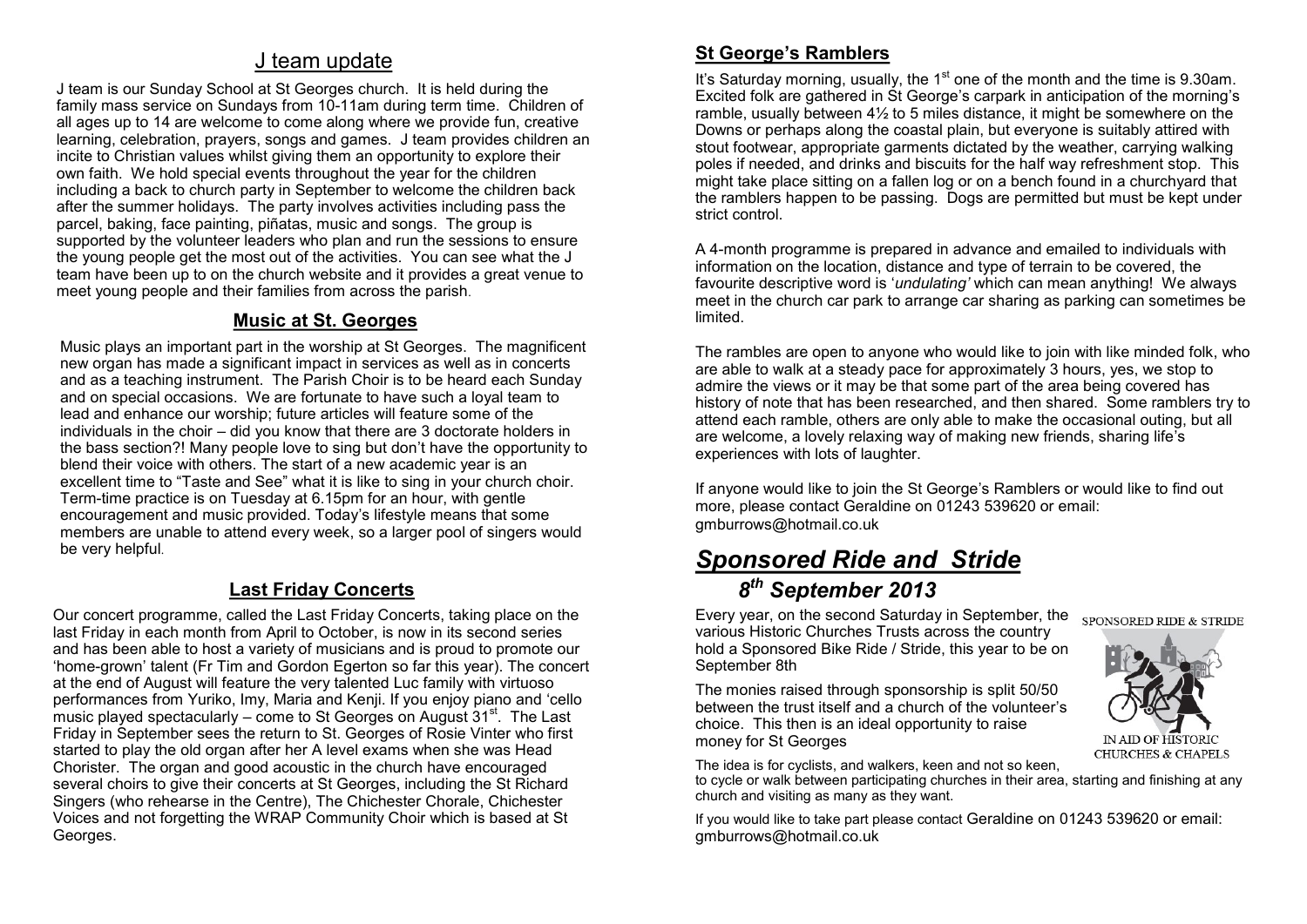## J team update

J team is our Sunday School at St Georges church. It is held during the family mass service on Sundays from 10-11am during term time. Children of all ages up to 14 are welcome to come along where we provide fun, creative learning, celebration, prayers, songs and games. J team provides children an incite to Christian values whilst giving them an opportunity to explore their own faith. We hold special events throughout the year for the children including a back to church party in September to welcome the children back after the summer holidays. The party involves activities including pass the parcel, baking, face painting, piñatas, music and songs. The group is supported by the volunteer leaders who plan and run the sessions to ensure the young people get the most out of the activities. You can see what the J team have been up to on the church website and it provides a great venue to meet young people and their families from across the parish.

## Music at St. Georges

Music plays an important part in the worship at St Georges. The magnificent new organ has made a significant impact in services as well as in concerts and as a teaching instrument. The Parish Choir is to be heard each Sunday and on special occasions. We are fortunate to have such a loyal team to lead and enhance our worship; future articles will feature some of the individuals in the choir – did you know that there are 3 doctorate holders in the bass section?! Many people love to sing but don't have the opportunity to blend their voice with others. The start of a new academic year is an excellent time to "Taste and See" what it is like to sing in your church choir. Term-time practice is on Tuesday at 6.15pm for an hour, with gentle encouragement and music provided. Today's lifestyle means that some members are unable to attend every week, so a larger pool of singers would be very helpful.

## Last Friday Concerts

Our concert programme, called the Last Friday Concerts, taking place on the last Friday in each month from April to October, is now in its second series and has been able to host a variety of musicians and is proud to promote our 'home-grown' talent (Fr Tim and Gordon Egerton so far this year). The concert at the end of August will feature the very talented Luc family with virtuoso performances from Yuriko, Imy, Maria and Kenji. If you enjoy piano and 'cello music played spectacularly – come to St Georges on August 31st. The Last Friday in September sees the return to St. Georges of Rosie Vinter who first started to play the old organ after her A level exams when she was Head Chorister. The organ and good acoustic in the church have encouraged several choirs to give their concerts at St Georges, including the St Richard Singers (who rehearse in the Centre), The Chichester Chorale, Chichester Voices and not forgetting the WRAP Community Choir which is based at St Georges.

## St George's Ramblers

It's Saturday morning, usually, the 1st one of the month and the time is 9.30am. Excited folk are gathered in St George's carpark in anticipation of the morning's ramble, usually between 4½ to 5 miles distance, it might be somewhere on the Downs or perhaps along the coastal plain, but everyone is suitably attired with stout footwear, appropriate garments dictated by the weather, carrying walking poles if needed, and drinks and biscuits for the half way refreshment stop. This might take place sitting on a fallen log or on a bench found in a churchyard that the ramblers happen to be passing. Dogs are permitted but must be kept under strict control.

A 4-month programme is prepared in advance and emailed to individuals with information on the location, distance and type of terrain to be covered, the favourite descriptive word is '*undulating'* which can mean anything! We always meet in the church car park to arrange car sharing as parking can sometimes be limited.

The rambles are open to anyone who would like to join with like minded folk, who are able to walk at a steady pace for approximately 3 hours, yes, we stop to admire the views or it may be that some part of the area being covered has history of note that has been researched, and then shared. Some ramblers try to attend each ramble, others are only able to make the occasional outing, but all are welcome, a lovely relaxing way of making new friends, sharing life's experiences with lots of laughter.

If anyone would like to join the St George's Ramblers or would like to find out more, please contact Geraldine on 01243 539620 or email: gmburrows@hotmail.co.uk

# *Sponsored Ride and Stride*

## *8th September 2013*

Every year, on the second Saturday in September, the various Historic Churches Trusts across the country hold a Sponsored Bike Ride / Stride, this year to be on September 8th

The monies raised through sponsorship is split 50/50 between the trust itself and a church of the volunteer's choice. This then is an ideal opportunity to raise money for St Georges

SPONSORED RIDE & STRIDE

IN AID OF HISTORIC CHURCHES & CHAPELS

The idea is for cyclists, and walkers, keen and not so keen, to cycle or walk between participating churches in their area, starting and finishing at any church and visiting as many as they want.

If you would like to take part please contact Geraldine on 01243 539620 or email: gmburrows@hotmail.co.uk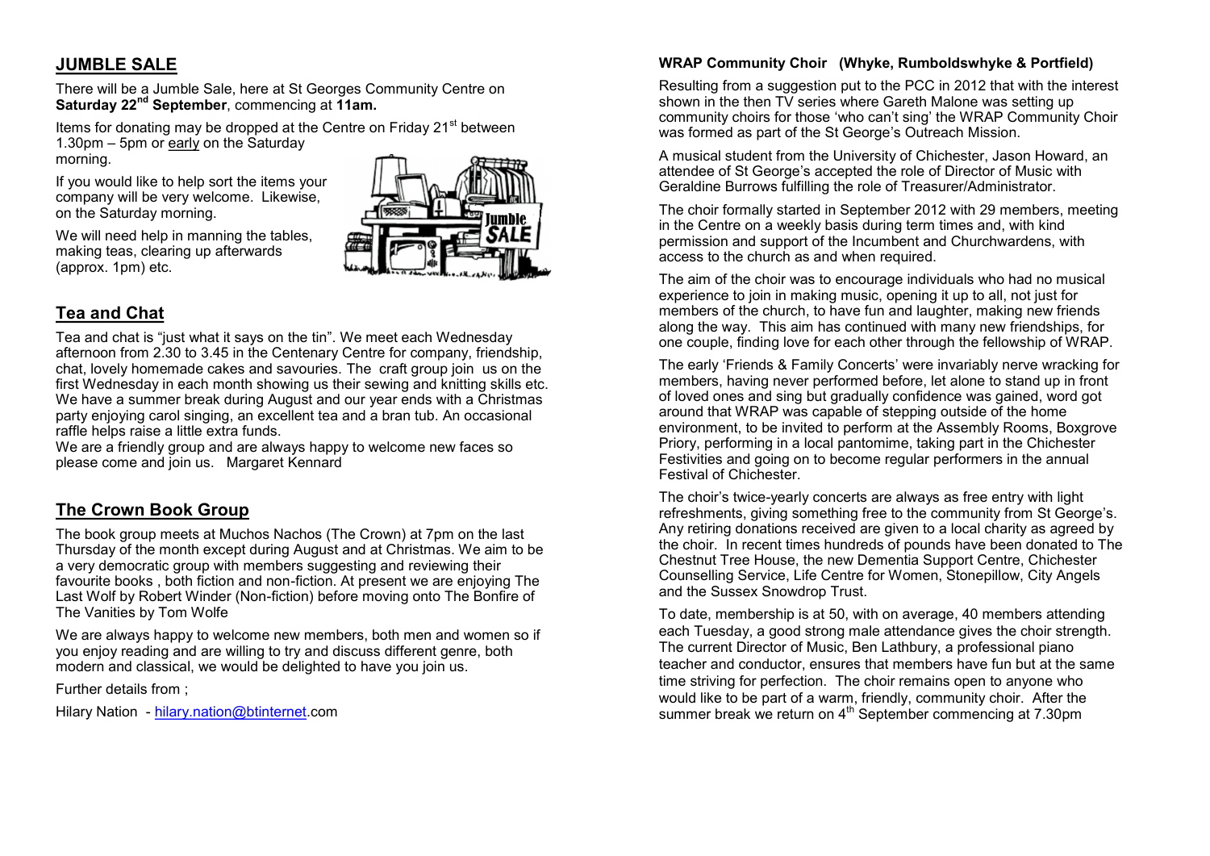## JUMBLE SALE

There will be a Jumble Sale, here at St Georges Community Centre on **Saturday 22nd September**, commencing at **11am.**

Items for donating may be dropped at the Centre on Friday 21st between 1.30pm – 5pm or early on the Saturday morning.

If you would like to help sort the items your company will be very welcome. Likewise, on the Saturday morning.

We will need help in manning the tables, making teas, clearing up afterwards (approx. 1pm) etc.

## Tea and Chat

Tea and chat is "just what it says on the tin". We meet each Wednesday afternoon from 2.30 to 3.45 in the Centenary Centre for company, friendship, chat, lovely homemade cakes and savouries. The craft group join us on the first Wednesday in each month showing us their sewing and knitting skills etc. We have a summer break during August and our year ends with a Christmas party enjoying carol singing, an excellent tea and a bran tub. An occasional raffle helps raise a little extra funds.

We are a friendly group and are always happy to welcome new faces so please come and join us. Margaret Kennard

## The Crown Book Group

The book group meets at Muchos Nachos (The Crown) at 7pm on the last Thursday of the month except during August and at Christmas. We aim to be a very democratic group with members suggesting and reviewing their favourite books , both fiction and non-fiction. At present we are enjoying The Last Wolf by Robert Winder (Non-fiction) before moving onto The Bonfire of The Vanities by Tom Wolfe

We are always happy to welcome new members, both men and women so if you enjoy reading and are willing to try and discuss different genre, both modern and classical, we would be delighted to have you join us.

Further details from ;

Hilary Nation - hilary.nation@btinternet.com

**WRAP Community Choir (Whyke, Rumboldswhyke & Portfield)**

Resulting from a suggestion put to the PCC in 2012 that with the interest shown in the then TV series where Gareth Malone was setting up community choirs for those 'who can't sing' the WRAP Community Choir was formed as part of the St George's Outreach Mission.

A musical student from the University of Chichester, Jason Howard, an attendee of St George's accepted the role of Director of Music with Geraldine Burrows fulfilling the role of Treasurer/Administrator.

The choir formally started in September 2012 with 29 members, meeting in the Centre on a weekly basis during term times and, with kind permission and support of the Incumbent and Churchwardens, with access to the church as and when required.

The aim of the choir was to encourage individuals who had no musical experience to join in making music, opening it up to all, not just for members of the church, to have fun and laughter, making new friends along the way. This aim has continued with many new friendships, for one couple, finding love for each other through the fellowship of WRAP.

The early 'Friends & Family Concerts' were invariably nerve wracking for members, having never performed before, let alone to stand up in front of loved ones and sing but gradually confidence was gained, word got around that WRAP was capable of stepping outside of the home environment, to be invited to perform at the Assembly Rooms, Boxgrove Priory, performing in a local pantomime, taking part in the Chichester Festivities and going on to become regular performers in the annual Festival of Chichester.

The choir's twice-yearly concerts are always as free entry with light refreshments, giving something free to the community from St George's. Any retiring donations received are given to a local charity as agreed by the choir. In recent times hundreds of pounds have been donated to The Chestnut Tree House, the new Dementia Support Centre, Chichester Counselling Service, Life Centre for Women, Stonepillow, City Angels and the Sussex Snowdrop Trust.

To date, membership is at 50, with on average, 40 members attending each Tuesday, a good strong male attendance gives the choir strength. The current Director of Music, Ben Lathbury, a professional piano teacher and conductor, ensures that members have fun but at the same time striving for perfection. The choir remains open to anyone who would like to be part of a warm, friendly, community choir. After the summer break we return on 4th September commencing at 7.30pm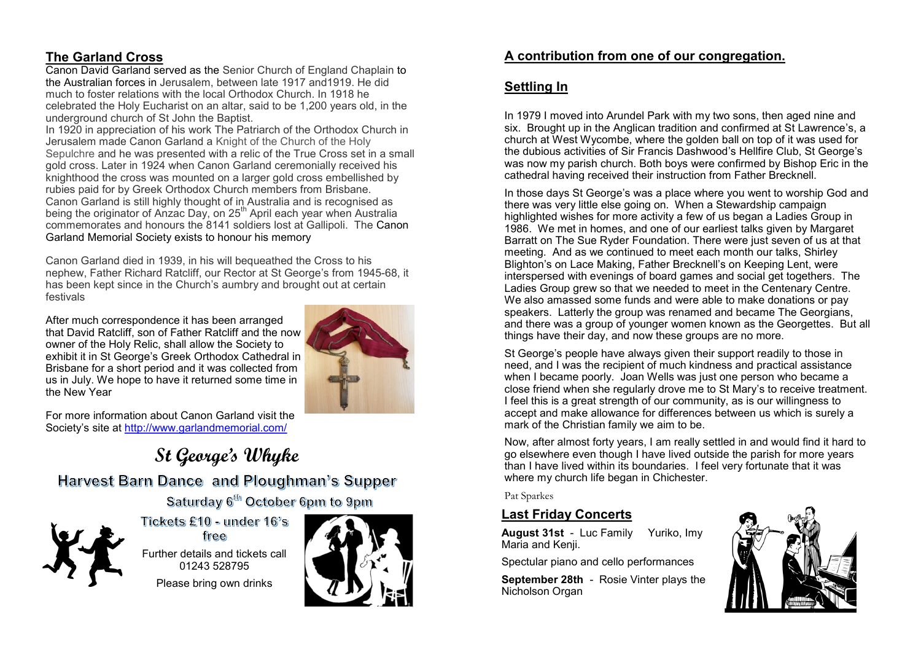## The Garland Cross

Canon David Garland served as the Senior Church of England Chaplain to the Australian forces in Jerusalem, between late 1917 and1919. He did much to foster relations with the local Orthodox Church. In 1918 he celebrated the Holy Eucharist on an altar, said to be 1,200 years old, in the underground church of St John the Baptist.

In 1920 in appreciation of his work The Patriarch of the Orthodox Church in Jerusalem made Canon Garland a Knight of the Church of the Holy Sepulchre and he was presented with a relic of the True Cross set in a small gold cross. Later in 1924 when Canon Garland ceremonially received his knighthood the cross was mounted on a larger gold cross embellished by rubies paid for by Greek Orthodox Church members from Brisbane.

Canon Garland is still highly thought of in Australia and is recognised as being the originator of Anzac Day, on 25th April each year when Australia commemorates and honours the 8141 soldiers lost at Gallipoli. The Canon Garland Memorial Society exists to honour his memory

Canon Garland died in 1939, in his will bequeathed the Cross to his nephew, Father Richard Ratcliff, our Rector at St George's from 1945-68, it has been kept since in the Church's aumbry and brought out at certain festivals

After much correspondence it has been arranged that David Ratcliff, son of Father Ratcliff and the now owner of the Holy Relic, shall allow the Society to exhibit it in St George's Greek Orthodox Cathedral in Brisbane for a short period and it was collected from us in July. We hope to have it returned some time in the New Year

For more information about Canon Garland visit the Society's site at http://www.garlandmemorial.com/

# St George's Whyke

## Harvest Barn Dance and Ploughman's Supper

**Saturday 6th October 6pm to 9pm**

**Tickets £10 - under 16's free**

Further details and tickets call 01243 528795

Please bring own drinks

## A contribution from one of our congregation.

## Settling In

In 1979 I moved into Arundel Park with my two sons, then aged nine and six. Brought up in the Anglican tradition and confirmed at St Lawrence's, a church at West Wycombe, where the golden ball on top of it was used for the dubious activities of Sir Francis Dashwood's Hellfire Club, St George's was now my parish church. Both boys were confirmed by Bishop Eric in the cathedral having received their instruction from Father Brecknell.

In those days St George's was a place where you went to worship God and there was very little else going on. When a Stewardship campaign highlighted wishes for more activity a few of us began a Ladies Group in 1986. We met in homes, and one of our earliest talks given by Margaret Barratt on The Sue Ryder Foundation. There were just seven of us at that meeting. And as we continued to meet each month our talks, Shirley Blighton's on Lace Making, Father Brecknell's on Keeping Lent, were interspersed with evenings of board games and social get togethers. The Ladies Group grew so that we needed to meet in the Centenary Centre. We also amassed some funds and were able to make donations or pay speakers. Latterly the group was renamed and became The Georgians, and there was a group of younger women known as the Georgettes. But all things have their day, and now these groups are no more.

St George's people have always given their support readily to those in need, and I was the recipient of much kindness and practical assistance when I became poorly. Joan Wells was just one person who became a close friend when she regularly drove me to St Mary's to receive treatment. I feel this is a great strength of our community, as is our willingness to accept and make allowance for differences between us which is surely a mark of the Christian family we aim to be.

Now, after almost forty years, I am really settled in and would find it hard to go elsewhere even though I have lived outside the parish for more years than I have lived within its boundaries. I feel very fortunate that it was where my church life began in Chichester.

Pat Sparkes

## Last Friday Concerts

**August 31st** - Luc Family Yuriko, Imy Maria and Kenji.

Spectular piano and cello performances

**September 28th** - Rosie Vinter plays the Nicholson Organ